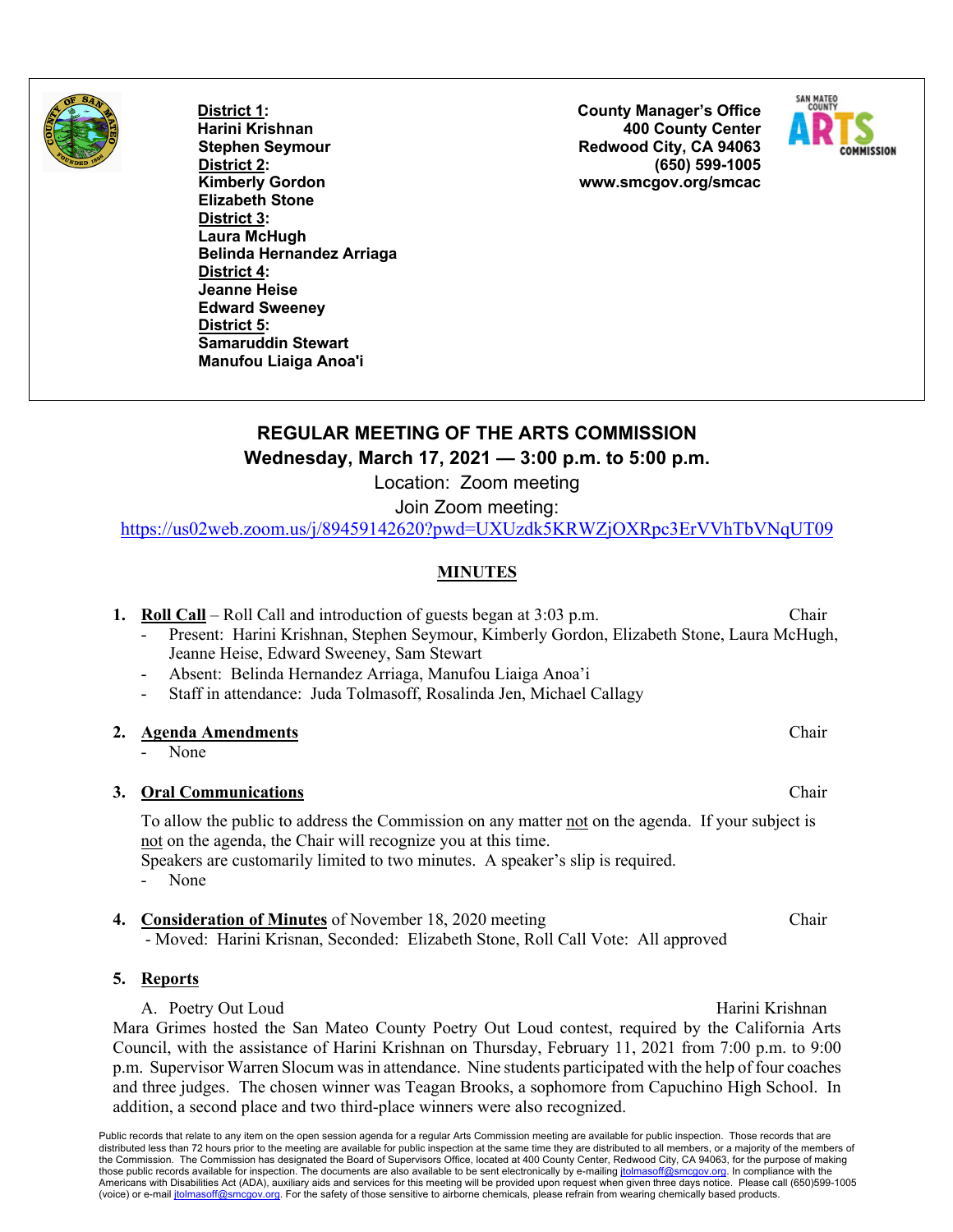**District 1:**
**Harini Krishnan**
**Stephen Seymour**
**District 2:**
**Kimberly Gordon**
**Elizabeth Stone**
**District 3:**
**Laura McHugh**
**Belinda Hernandez Arriaga**
**District 4:**
**Jeanne Heise**
**Edward Sweeney**
**District 5:**
**Samaruddin Stewart**
**Manufou Liaiga Anoa'i**

**County Manager's Office**
**400 County Center**
**Redwood City, CA 94063**
**(650) 599-1005**
**www.smcgov.org/smcac**

# REGULAR MEETING OF THE ARTS COMMISSION

**Wednesday, March 17, 2021 — 3:00 p.m. to 5:00 p.m.**

Location: Zoom meeting

Join Zoom meeting:

https://us02web.zoom.us/j/89459142620?pwd=UXUzdk5KRWZjOXRpc3ErVVhTbVNqUT09

## MINUTES

1. **Roll Call** – Roll Call and introduction of guests began at 3:03 p.m. — Chair
   - Present: Harini Krishnan, Stephen Seymour, Kimberly Gordon, Elizabeth Stone, Laura McHugh, Jeanne Heise, Edward Sweeney, Sam Stewart
   - Absent: Belinda Hernandez Arriaga, Manufou Liaiga Anoa'i
   - Staff in attendance: Juda Tolmasoff, Rosalinda Jen, Michael Callagy

2. **Agenda Amendments** — Chair
   - None

3. **Oral Communications** — Chair

   To allow the public to address the Commission on any matter not on the agenda. If your subject is not on the agenda, the Chair will recognize you at this time.
   Speakers are customarily limited to two minutes. A speaker's slip is required.
   - None

4. **Consideration of Minutes** of November 18, 2020 meeting — Chair
   - Moved: Harini Krisnan, Seconded: Elizabeth Stone, Roll Call Vote: All approved

5. **Reports**

   A. Poetry Out Loud — Harini Krishnan

Mara Grimes hosted the San Mateo County Poetry Out Loud contest, required by the California Arts Council, with the assistance of Harini Krishnan on Thursday, February 11, 2021 from 7:00 p.m. to 9:00 p.m. Supervisor Warren Slocum was in attendance. Nine students participated with the help of four coaches and three judges. The chosen winner was Teagan Brooks, a sophomore from Capuchino High School. In addition, a second place and two third-place winners were also recognized.

Public records that relate to any item on the open session agenda for a regular Arts Commission meeting are available for public inspection. Those records that are distributed less than 72 hours prior to the meeting are available for public inspection at the same time they are distributed to all members, or a majority of the members of the Commission. The Commission has designated the Board of Supervisors Office, located at 400 County Center, Redwood City, CA 94063, for the purpose of making those public records available for inspection. The documents are also available to be sent electronically by e-mailing jtolmasoff@smcgov.org. In compliance with the Americans with Disabilities Act (ADA), auxiliary aids and services for this meeting will be provided upon request when given three days notice. Please call (650)599-1005 (voice) or e-mail jtolmasoff@smcgov.org. For the safety of those sensitive to airborne chemicals, please refrain from wearing chemically based products.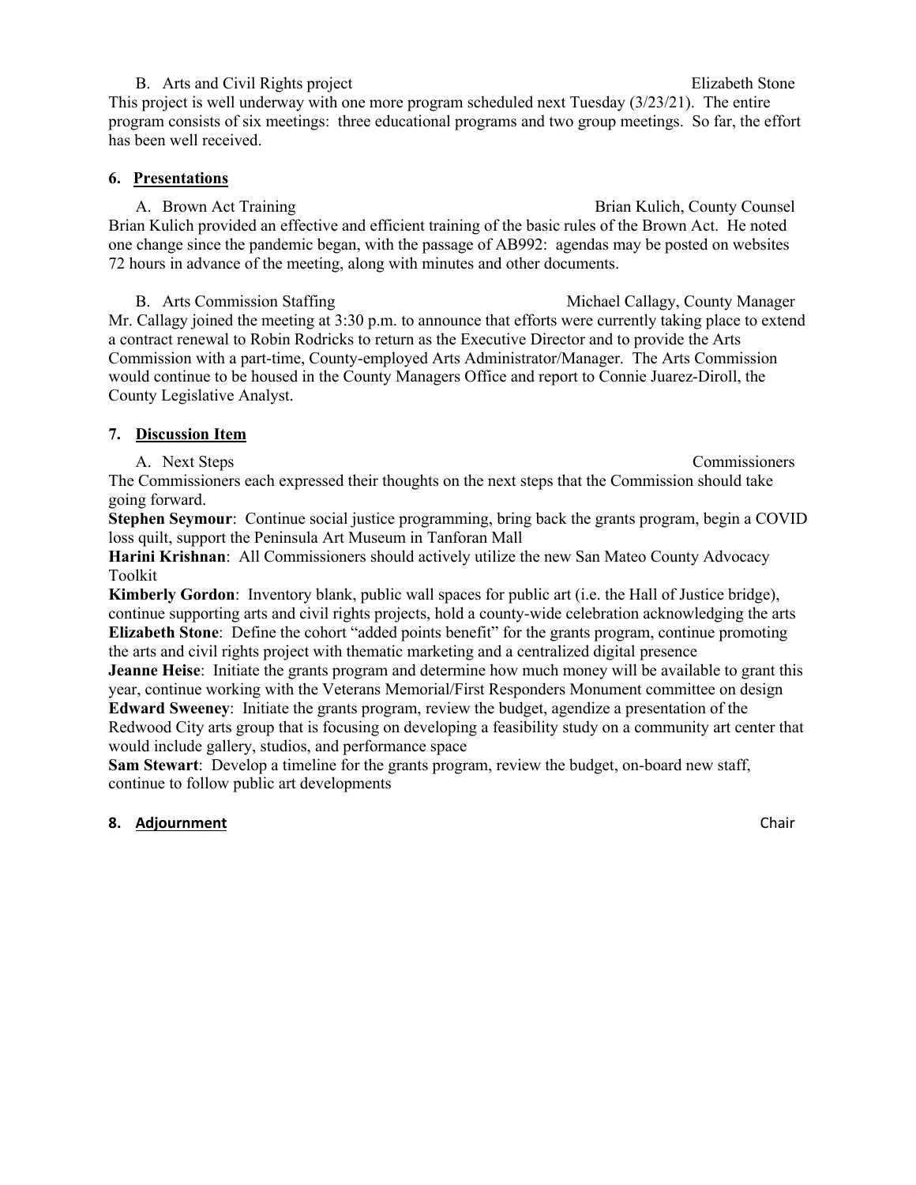B. Arts and Civil Rights project — Elizabeth Stone

This project is well underway with one more program scheduled next Tuesday (3/23/21). The entire program consists of six meetings: three educational programs and two group meetings. So far, the effort has been well received.

## 6. Presentations

A. Brown Act Training — Brian Kulich, County Counsel

Brian Kulich provided an effective and efficient training of the basic rules of the Brown Act. He noted one change since the pandemic began, with the passage of AB992: agendas may be posted on websites 72 hours in advance of the meeting, along with minutes and other documents.

B. Arts Commission Staffing — Michael Callagy, County Manager

Mr. Callagy joined the meeting at 3:30 p.m. to announce that efforts were currently taking place to extend a contract renewal to Robin Rodricks to return as the Executive Director and to provide the Arts Commission with a part-time, County-employed Arts Administrator/Manager. The Arts Commission would continue to be housed in the County Managers Office and report to Connie Juarez-Diroll, the County Legislative Analyst.

## 7. Discussion Item

A. Next Steps — Commissioners

The Commissioners each expressed their thoughts on the next steps that the Commission should take going forward.

**Stephen Seymour**: Continue social justice programming, bring back the grants program, begin a COVID loss quilt, support the Peninsula Art Museum in Tanforan Mall

**Harini Krishnan**: All Commissioners should actively utilize the new San Mateo County Advocacy Toolkit

**Kimberly Gordon**: Inventory blank, public wall spaces for public art (i.e. the Hall of Justice bridge), continue supporting arts and civil rights projects, hold a county-wide celebration acknowledging the arts

**Elizabeth Stone**: Define the cohort "added points benefit" for the grants program, continue promoting the arts and civil rights project with thematic marketing and a centralized digital presence

**Jeanne Heise**: Initiate the grants program and determine how much money will be available to grant this year, continue working with the Veterans Memorial/First Responders Monument committee on design

**Edward Sweeney**: Initiate the grants program, review the budget, agendize a presentation of the Redwood City arts group that is focusing on developing a feasibility study on a community art center that would include gallery, studios, and performance space

**Sam Stewart**: Develop a timeline for the grants program, review the budget, on-board new staff, continue to follow public art developments

## 8. Adjournment — Chair